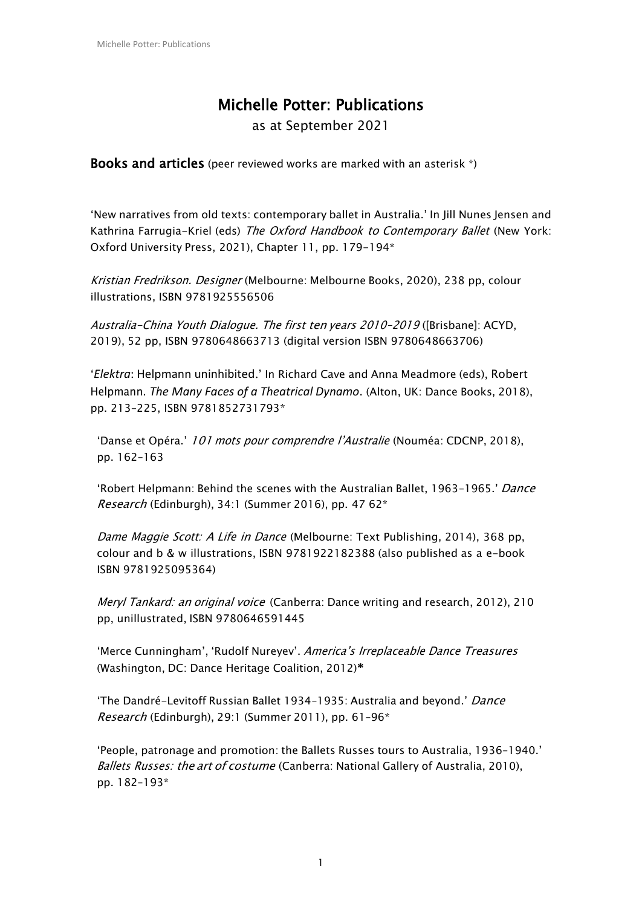# Michelle Potter: Publications

as at September 2021

**Books and articles** (peer reviewed works are marked with an asterisk *)

'New narratives from old texts: contemporary ballet in Australia.' In Jill Nunes Jensen and Kathrina Farrugia-Kriel (eds) *The Oxford Handbook to Contemporary Ballet* (New York: Oxford University Press, 2021), Chapter 11, pp. 179–194*

*Kristian Fredrikson. Designer* (Melbourne: Melbourne Books, 2020), 238 pp, colour illustrations, ISBN 9781925556506

*Australia-China Youth Dialogue. The first ten years 2010–2019* ([Brisbane]: ACYD, 2019), 52 pp, ISBN 9780648663713 (digital version ISBN 9780648663706)

'*Elektra*: Helpmann uninhibited.' In Richard Cave and Anna Meadmore (eds), Robert Helpmann. *The Many Faces of a Theatrical Dynamo*. (Alton, UK: Dance Books, 2018), pp. 213–225, ISBN 9781852731793*

'Danse et Opéra.' *101 mots pour comprendre l'Australie* (Nouméa: CDCNP, 2018), pp. 162–163

'Robert Helpmann: Behind the scenes with the Australian Ballet, 1963–1965.' *Dance Research* (Edinburgh), 34:1 (Summer 2016), pp. 47 62*

*Dame Maggie Scott: A Life in Dance* (Melbourne: Text Publishing, 2014), 368 pp, colour and b & w illustrations, ISBN 9781922182388 (also published as a e-book ISBN 9781925095364)

*Meryl Tankard: an original voice* (Canberra: Dance writing and research, 2012), 210 pp, unillustrated, ISBN 9780646591445

'Merce Cunningham', 'Rudolf Nureyev'. *America's Irreplaceable Dance Treasures* (Washington, DC: Dance Heritage Coalition, 2012)*

'The Dandré-Levitoff Russian Ballet 1934–1935: Australia and beyond.' *Dance Research* (Edinburgh), 29:1 (Summer 2011), pp. 61–96*

'People, patronage and promotion: the Ballets Russes tours to Australia, 1936–1940.' *Ballets Russes: the art of costume* (Canberra: National Gallery of Australia, 2010), pp. 182–193*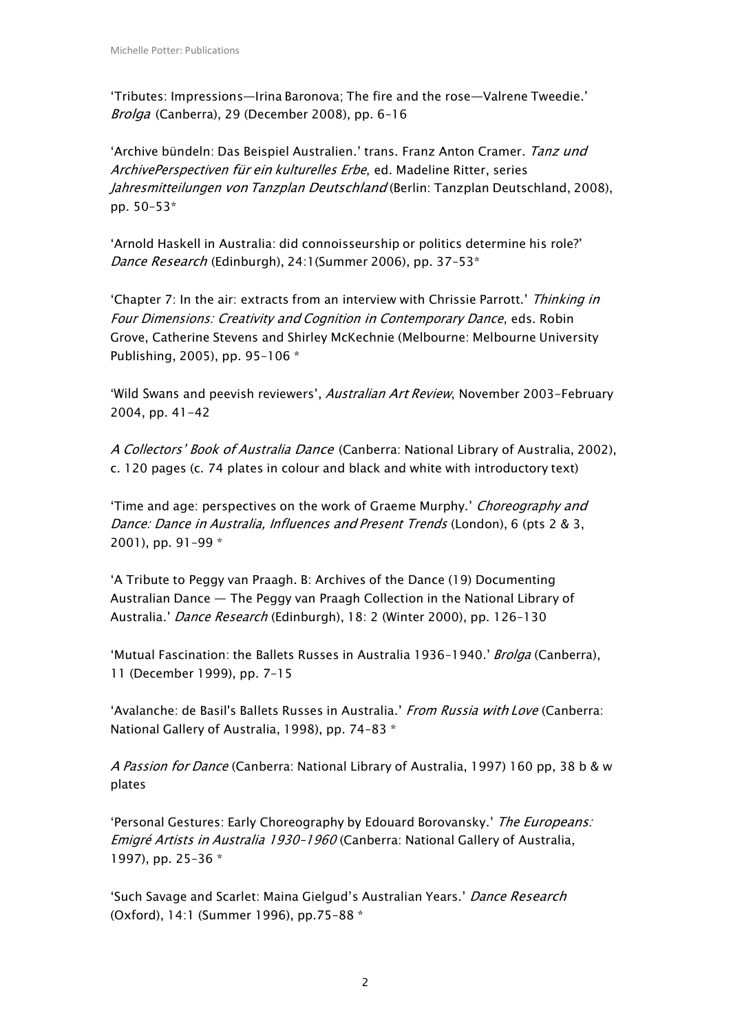'Tributes: Impressions—Irina Baronova; The fire and the rose—Valrene Tweedie.' *Brolga* (Canberra), 29 (December 2008), pp. 6–16

'Archive bündeln: Das Beispiel Australien.' trans. Franz Anton Cramer. *Tanz und ArchivePerspectiven für ein kulturelles Erbe*, ed. Madeline Ritter, series *Jahresmitteilungen von Tanzplan Deutschland* (Berlin: Tanzplan Deutschland, 2008), pp. 50–53*

'Arnold Haskell in Australia: did connoisseurship or politics determine his role?' *Dance Research* (Edinburgh), 24:1(Summer 2006), pp. 37–53*

'Chapter 7: In the air: extracts from an interview with Chrissie Parrott.' *Thinking in Four Dimensions: Creativity and Cognition in Contemporary Dance*, eds. Robin Grove, Catherine Stevens and Shirley McKechnie (Melbourne: Melbourne University Publishing, 2005), pp. 95–106 *

'Wild Swans and peevish reviewers', *Australian Art Review*, November 2003-February 2004, pp. 41-42

*A Collectors' Book of Australia Dance* (Canberra: National Library of Australia, 2002), c. 120 pages (c. 74 plates in colour and black and white with introductory text)

'Time and age: perspectives on the work of Graeme Murphy.' *Choreography and Dance: Dance in Australia, Influences and Present Trends* (London), 6 (pts 2 & 3, 2001), pp. 91–99 *

'A Tribute to Peggy van Praagh. B: Archives of the Dance (19) Documenting Australian Dance — The Peggy van Praagh Collection in the National Library of Australia.' *Dance Research* (Edinburgh), 18: 2 (Winter 2000), pp. 126–130

'Mutual Fascination: the Ballets Russes in Australia 1936–1940.' *Brolga* (Canberra), 11 (December 1999), pp. 7–15

'Avalanche: de Basil's Ballets Russes in Australia.' *From Russia with Love* (Canberra: National Gallery of Australia, 1998), pp. 74–83 *

*A Passion for Dance* (Canberra: National Library of Australia, 1997) 160 pp, 38 b & w plates

'Personal Gestures: Early Choreography by Edouard Borovansky.' *The Europeans: Emigré Artists in Australia 1930–1960* (Canberra: National Gallery of Australia, 1997), pp. 25–36 *

'Such Savage and Scarlet: Maina Gielgud's Australian Years.' *Dance Research* (Oxford), 14:1 (Summer 1996), pp.75–88 *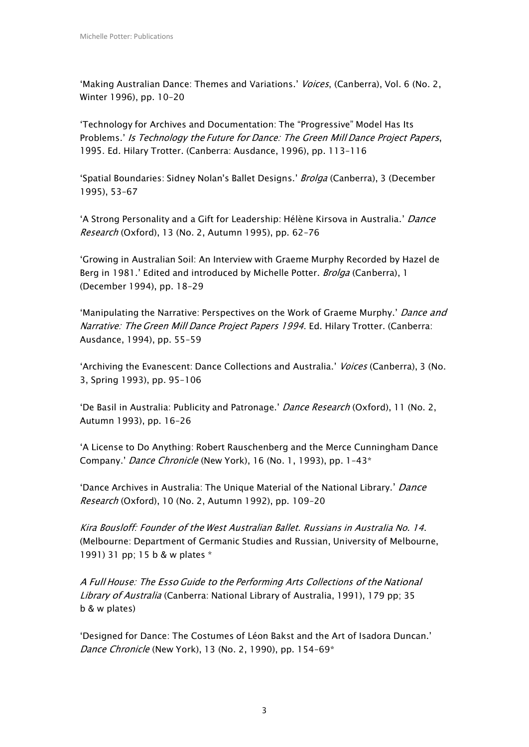'Making Australian Dance: Themes and Variations.' *Voices*, (Canberra), Vol. 6 (No. 2, Winter 1996), pp. 10–20

'Technology for Archives and Documentation: The "Progressive" Model Has Its Problems.' *Is Technology the Future for Dance: The Green Mill Dance Project Papers*, 1995. Ed. Hilary Trotter. (Canberra: Ausdance, 1996), pp. 113–116

'Spatial Boundaries: Sidney Nolan's Ballet Designs.' *Brolga* (Canberra), 3 (December 1995), 53–67

'A Strong Personality and a Gift for Leadership: Hélène Kirsova in Australia.' *Dance Research* (Oxford), 13 (No. 2, Autumn 1995), pp. 62–76

'Growing in Australian Soil: An Interview with Graeme Murphy Recorded by Hazel de Berg in 1981.' Edited and introduced by Michelle Potter. *Brolga* (Canberra), 1 (December 1994), pp. 18–29

'Manipulating the Narrative: Perspectives on the Work of Graeme Murphy.' *Dance and Narrative: The Green Mill Dance Project Papers 1994*. Ed. Hilary Trotter. (Canberra: Ausdance, 1994), pp. 55–59

'Archiving the Evanescent: Dance Collections and Australia.' *Voices* (Canberra), 3 (No. 3, Spring 1993), pp. 95–106

'De Basil in Australia: Publicity and Patronage.' *Dance Research* (Oxford), 11 (No. 2, Autumn 1993), pp. 16–26

'A License to Do Anything: Robert Rauschenberg and the Merce Cunningham Dance Company.' *Dance Chronicle* (New York), 16 (No. 1, 1993), pp. 1–43*

'Dance Archives in Australia: The Unique Material of the National Library.' *Dance Research* (Oxford), 10 (No. 2, Autumn 1992), pp. 109–20

*Kira Bousloff: Founder of the West Australian Ballet. Russians in Australia No. 14*. (Melbourne: Department of Germanic Studies and Russian, University of Melbourne, 1991) 31 pp; 15 b & w plates *

*A Full House: The Esso Guide to the Performing Arts Collections of the National Library of Australia* (Canberra: National Library of Australia, 1991), 179 pp; 35 b & w plates)

'Designed for Dance: The Costumes of Léon Bakst and the Art of Isadora Duncan.' *Dance Chronicle* (New York), 13 (No. 2, 1990), pp. 154–69*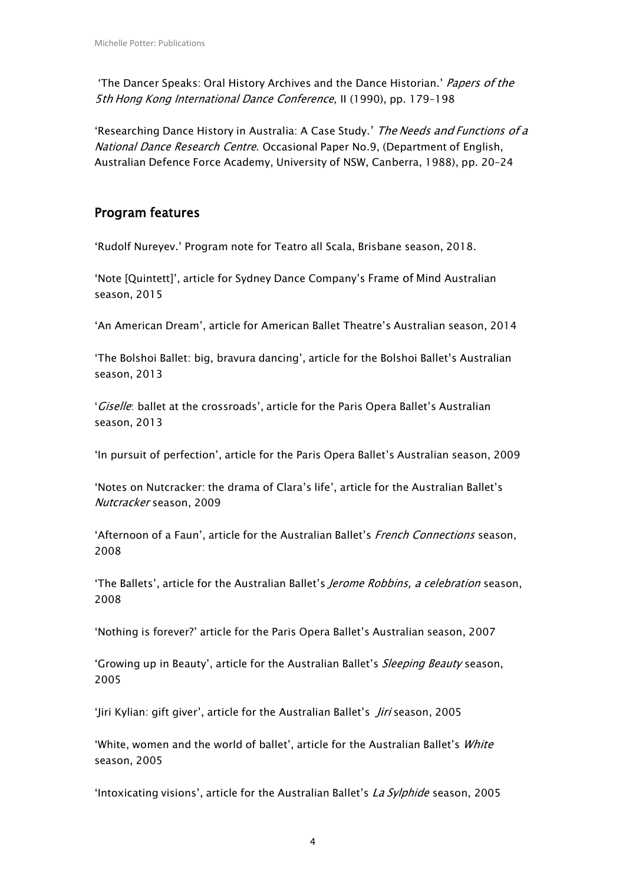'The Dancer Speaks: Oral History Archives and the Dance Historian.' *Papers of the 5th Hong Kong International Dance Conference*, II (1990), pp. 179–198

'Researching Dance History in Australia: A Case Study.' *The Needs and Functions of a National Dance Research Centre*. Occasional Paper No.9, (Department of English, Australian Defence Force Academy, University of NSW, Canberra, 1988), pp. 20–24

## Program features

'Rudolf Nureyev.' Program note for Teatro all Scala, Brisbane season, 2018.

'Note [Quintett]', article for Sydney Dance Company's Frame of Mind Australian season, 2015

'An American Dream', article for American Ballet Theatre's Australian season, 2014

'The Bolshoi Ballet: big, bravura dancing', article for the Bolshoi Ballet's Australian season, 2013

'*Giselle*: ballet at the crossroads', article for the Paris Opera Ballet's Australian season, 2013

'In pursuit of perfection', article for the Paris Opera Ballet's Australian season, 2009

'Notes on Nutcracker: the drama of Clara's life', article for the Australian Ballet's *Nutcracker* season, 2009

'Afternoon of a Faun', article for the Australian Ballet's *French Connections* season, 2008

'The Ballets', article for the Australian Ballet's *Jerome Robbins, a celebration* season, 2008

'Nothing is forever?' article for the Paris Opera Ballet's Australian season, 2007

'Growing up in Beauty', article for the Australian Ballet's *Sleeping Beauty* season, 2005

'Jiri Kylian: gift giver', article for the Australian Ballet's *Jiri* season, 2005

'White, women and the world of ballet', article for the Australian Ballet's *White* season, 2005

'Intoxicating visions', article for the Australian Ballet's *La Sylphide* season, 2005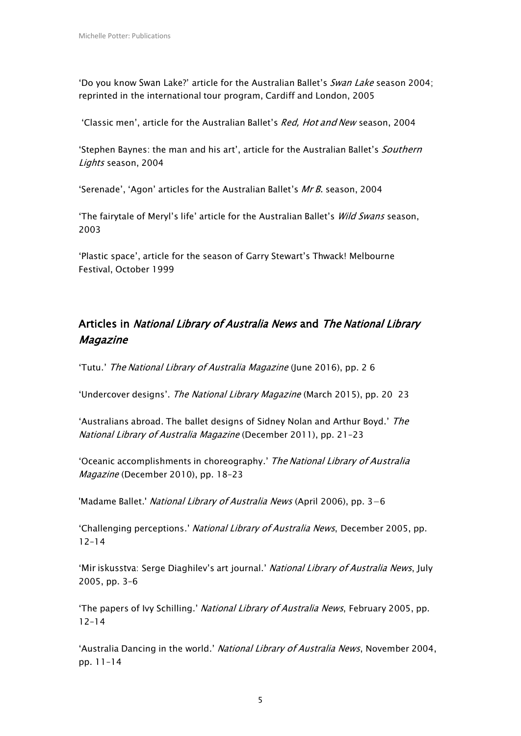'Do you know Swan Lake?' article for the Australian Ballet's *Swan Lake* season 2004; reprinted in the international tour program, Cardiff and London, 2005

'Classic men', article for the Australian Ballet's *Red, Hot and New* season, 2004

'Stephen Baynes: the man and his art', article for the Australian Ballet's *Southern Lights* season, 2004

'Serenade', 'Agon' articles for the Australian Ballet's *Mr B.* season, 2004

'The fairytale of Meryl's life' article for the Australian Ballet's *Wild Swans* season, 2003

'Plastic space', article for the season of Garry Stewart's Thwack! Melbourne Festival, October 1999

## Articles in *National Library of Australia News* and *The National Library Magazine*

'Tutu.' *The National Library of Australia Magazine* (June 2016), pp. 2 6

'Undercover designs'. *The National Library Magazine* (March 2015), pp. 20 23

'Australians abroad. The ballet designs of Sidney Nolan and Arthur Boyd.' *The National Library of Australia Magazine* (December 2011), pp. 21–23

'Oceanic accomplishments in choreography.' *The National Library of Australia Magazine* (December 2010), pp. 18–23

'Madame Ballet.' *National Library of Australia News* (April 2006), pp. 3–6

'Challenging perceptions.' *National Library of Australia News*, December 2005, pp. 12–14

'Mir iskusstva: Serge Diaghilev's art journal.' *National Library of Australia News*, July 2005, pp. 3–6

'The papers of Ivy Schilling.' *National Library of Australia News*, February 2005, pp. 12–14

'Australia Dancing in the world.' *National Library of Australia News*, November 2004, pp. 11–14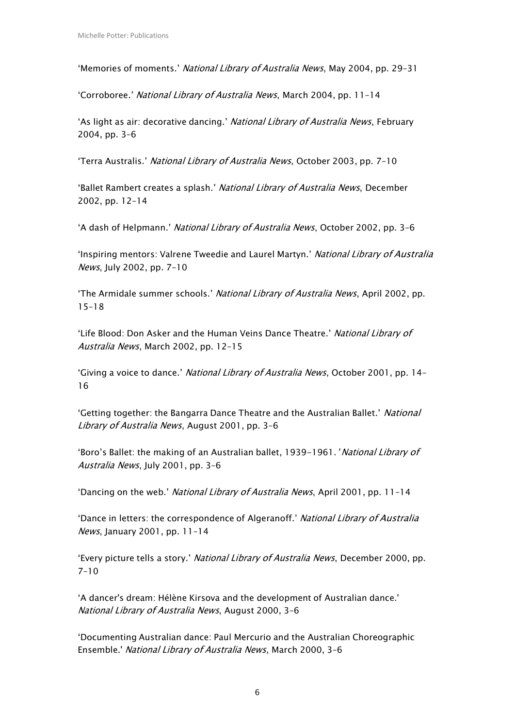'Memories of moments.' *National Library of Australia News*, May 2004, pp. 29–31

'Corroboree.' *National Library of Australia News*, March 2004, pp. 11–14

'As light as air: decorative dancing.' *National Library of Australia News*, February 2004, pp. 3–6

'Terra Australis.' *National Library of Australia News*, October 2003, pp. 7–10

'Ballet Rambert creates a splash.' *National Library of Australia News*, December 2002, pp. 12–14

'A dash of Helpmann.' *National Library of Australia News*, October 2002, pp. 3–6

'Inspiring mentors: Valrene Tweedie and Laurel Martyn.' *National Library of Australia News*, July 2002, pp. 7–10

'The Armidale summer schools.' *National Library of Australia News*, April 2002, pp. 15–18

'Life Blood: Don Asker and the Human Veins Dance Theatre.' *National Library of Australia News*, March 2002, pp. 12–15

'Giving a voice to dance.' *National Library of Australia News*, October 2001, pp. 14–16

'Getting together: the Bangarra Dance Theatre and the Australian Ballet.' *National Library of Australia News*, August 2001, pp. 3–6

'Boro's Ballet: the making of an Australian ballet, 1939–1961.' *National Library of Australia News*, July 2001, pp. 3–6

'Dancing on the web.' *National Library of Australia News*, April 2001, pp. 11–14

'Dance in letters: the correspondence of Algeranoff.' *National Library of Australia News*, January 2001, pp. 11–14

'Every picture tells a story.' *National Library of Australia News*, December 2000, pp. 7–10

'A dancer's dream: Hélène Kirsova and the development of Australian dance.' *National Library of Australia News*, August 2000, 3–6

'Documenting Australian dance: Paul Mercurio and the Australian Choreographic Ensemble.' *National Library of Australia News*, March 2000, 3–6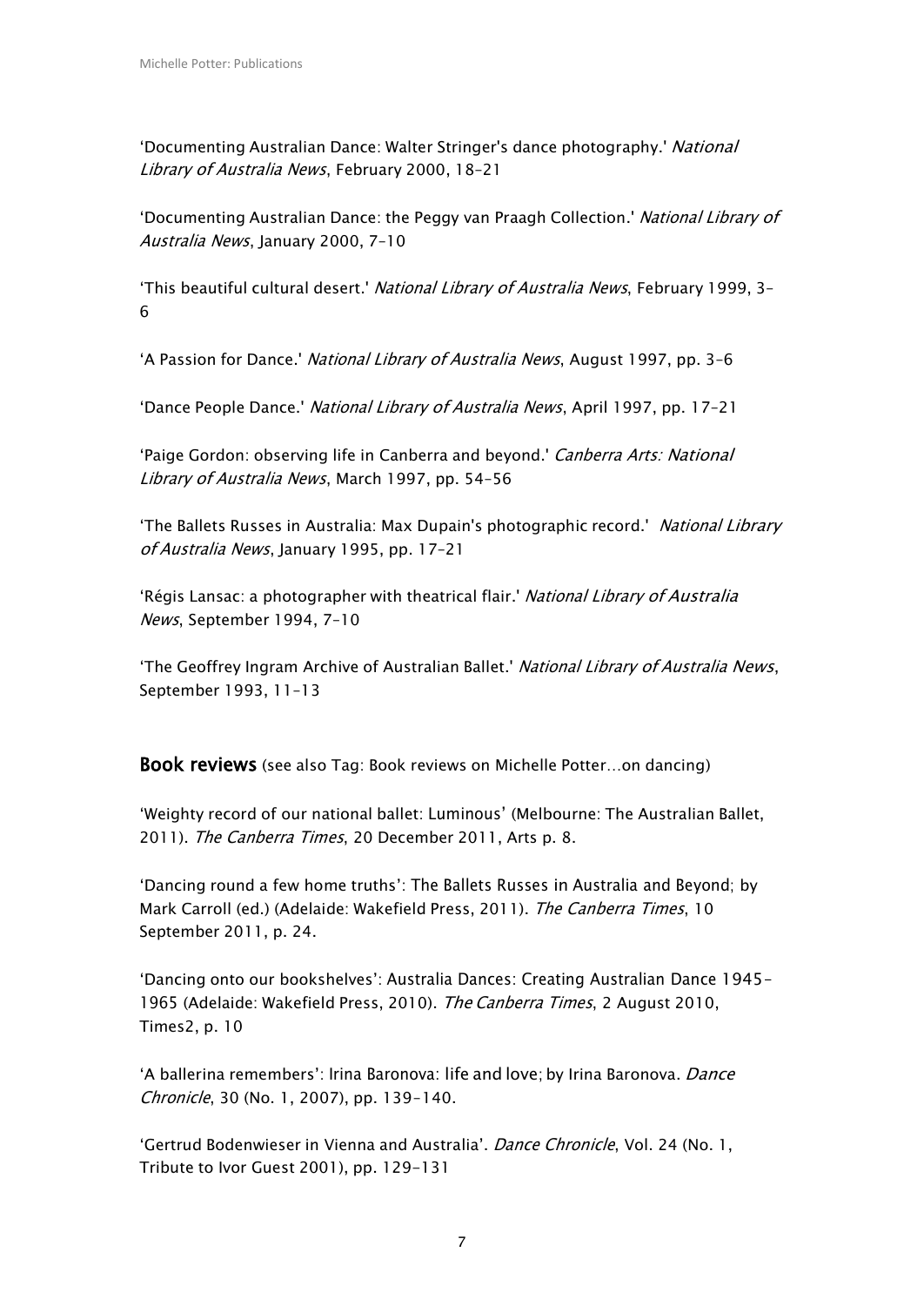'Documenting Australian Dance: Walter Stringer's dance photography.' *National Library of Australia News*, February 2000, 18–21

'Documenting Australian Dance: the Peggy van Praagh Collection.' *National Library of Australia News*, January 2000, 7–10

'This beautiful cultural desert.' *National Library of Australia News*, February 1999, 3–6

'A Passion for Dance.' *National Library of Australia News*, August 1997, pp. 3–6

'Dance People Dance.' *National Library of Australia News*, April 1997, pp. 17–21

'Paige Gordon: observing life in Canberra and beyond.' *Canberra Arts: National Library of Australia News*, March 1997, pp. 54–56

'The Ballets Russes in Australia: Max Dupain's photographic record.' *National Library of Australia News*, January 1995, pp. 17–21

'Régis Lansac: a photographer with theatrical flair.' *National Library of Australia News*, September 1994, 7–10

'The Geoffrey Ingram Archive of Australian Ballet.' *National Library of Australia News*, September 1993, 11–13

**Book reviews** (see also Tag: Book reviews on Michelle Potter…on dancing)

'Weighty record of our national ballet: Luminous' (Melbourne: The Australian Ballet, 2011). *The Canberra Times*, 20 December 2011, Arts p. 8.

'Dancing round a few home truths': The Ballets Russes in Australia and Beyond; by Mark Carroll (ed.) (Adelaide: Wakefield Press, 2011). *The Canberra Times*, 10 September 2011, p. 24.

'Dancing onto our bookshelves': Australia Dances: Creating Australian Dance 1945–1965 (Adelaide: Wakefield Press, 2010). *The Canberra Times*, 2 August 2010, Times2, p. 10

'A ballerina remembers': Irina Baronova: life and love; by Irina Baronova. *Dance Chronicle*, 30 (No. 1, 2007), pp. 139–140.

'Gertrud Bodenwieser in Vienna and Australia'. *Dance Chronicle*, Vol. 24 (No. 1, Tribute to Ivor Guest 2001), pp. 129–131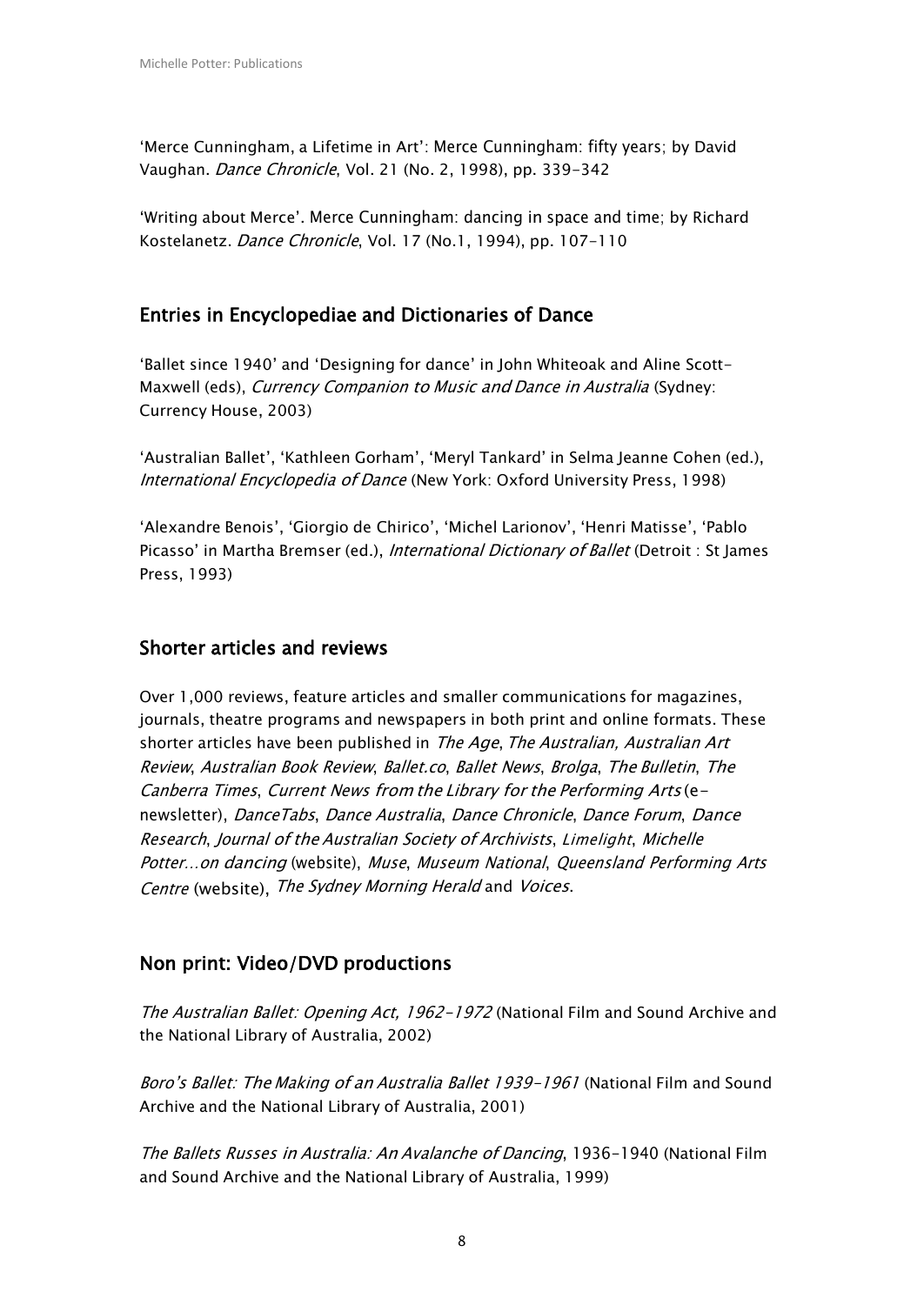'Merce Cunningham, a Lifetime in Art': Merce Cunningham: fifty years; by David Vaughan. *Dance Chronicle*, Vol. 21 (No. 2, 1998), pp. 339-342

'Writing about Merce'. Merce Cunningham: dancing in space and time; by Richard Kostelanetz. *Dance Chronicle*, Vol. 17 (No.1, 1994), pp. 107-110

## Entries in Encyclopediae and Dictionaries of Dance

'Ballet since 1940' and 'Designing for dance' in John Whiteoak and Aline Scott-Maxwell (eds), *Currency Companion to Music and Dance in Australia* (Sydney: Currency House, 2003)

'Australian Ballet', 'Kathleen Gorham', 'Meryl Tankard' in Selma Jeanne Cohen (ed.), *International Encyclopedia of Dance* (New York: Oxford University Press, 1998)

'Alexandre Benois', 'Giorgio de Chirico', 'Michel Larionov', 'Henri Matisse', 'Pablo Picasso' in Martha Bremser (ed.), *International Dictionary of Ballet* (Detroit : St James Press, 1993)

## Shorter articles and reviews

Over 1,000 reviews, feature articles and smaller communications for magazines, journals, theatre programs and newspapers in both print and online formats. These shorter articles have been published in *The Age*, *The Australian, Australian Art Review*, *Australian Book Review*, *Ballet.co*, *Ballet News*, *Brolga*, *The Bulletin*, *The Canberra Times*, *Current News from the Library for the Performing Arts* (e-newsletter), *DanceTabs*, *Dance Australia*, *Dance Chronicle*, *Dance Forum*, *Dance Research*, *Journal of the Australian Society of Archivists*, *Limelight*, *Michelle Potter…on dancing* (website), *Muse*, *Museum National*, *Queensland Performing Arts Centre* (website), *The Sydney Morning Herald* and *Voices*.

## Non print: Video/DVD productions

*The Australian Ballet: Opening Act, 1962-1972* (National Film and Sound Archive and the National Library of Australia, 2002)

*Boro's Ballet: The Making of an Australia Ballet 1939-1961* (National Film and Sound Archive and the National Library of Australia, 2001)

*The Ballets Russes in Australia: An Avalanche of Dancing*, 1936-1940 (National Film and Sound Archive and the National Library of Australia, 1999)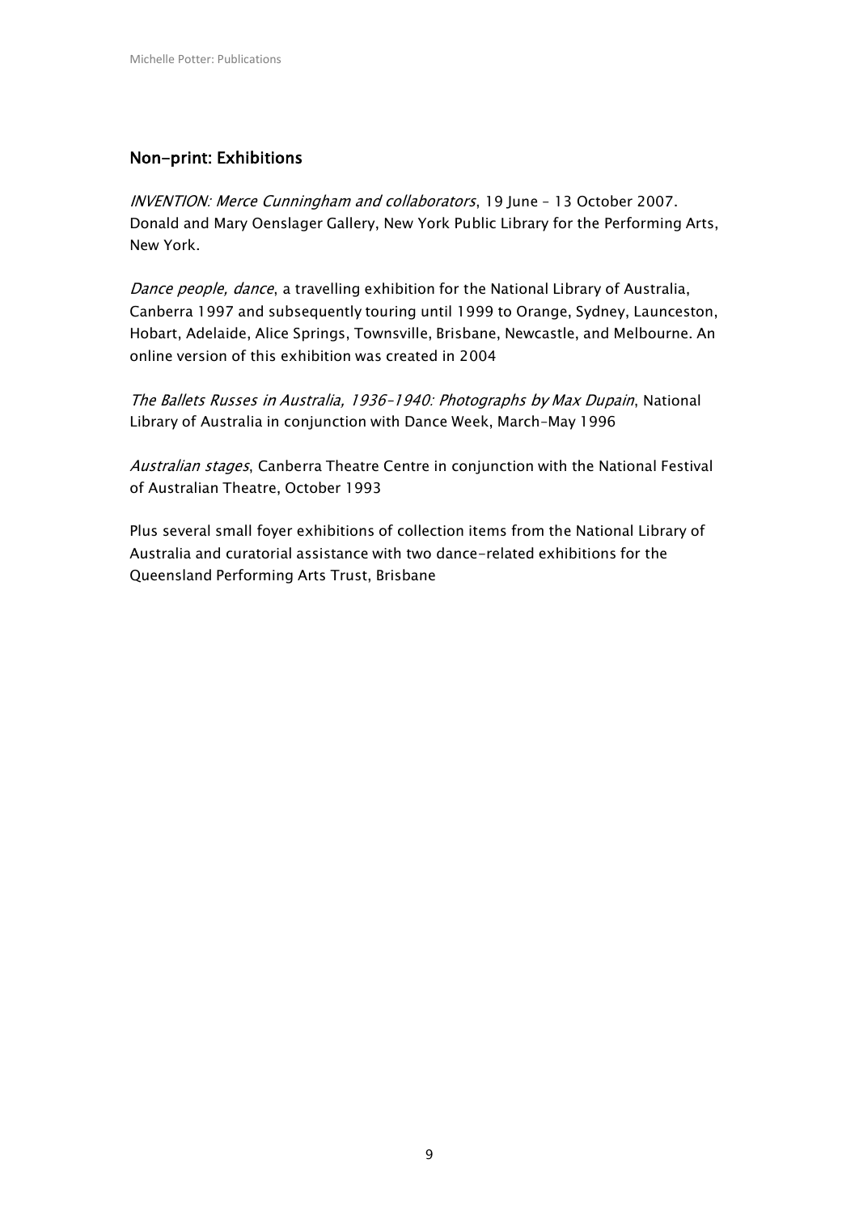## Non-print: Exhibitions

*INVENTION: Merce Cunningham and collaborators*, 19 June – 13 October 2007. Donald and Mary Oenslager Gallery, New York Public Library for the Performing Arts, New York.

*Dance people, dance*, a travelling exhibition for the National Library of Australia, Canberra 1997 and subsequently touring until 1999 to Orange, Sydney, Launceston, Hobart, Adelaide, Alice Springs, Townsville, Brisbane, Newcastle, and Melbourne. An online version of this exhibition was created in 2004

*The Ballets Russes in Australia, 1936-1940: Photographs by Max Dupain*, National Library of Australia in conjunction with Dance Week, March-May 1996

*Australian stages*, Canberra Theatre Centre in conjunction with the National Festival of Australian Theatre, October 1993

Plus several small foyer exhibitions of collection items from the National Library of Australia and curatorial assistance with two dance-related exhibitions for the Queensland Performing Arts Trust, Brisbane